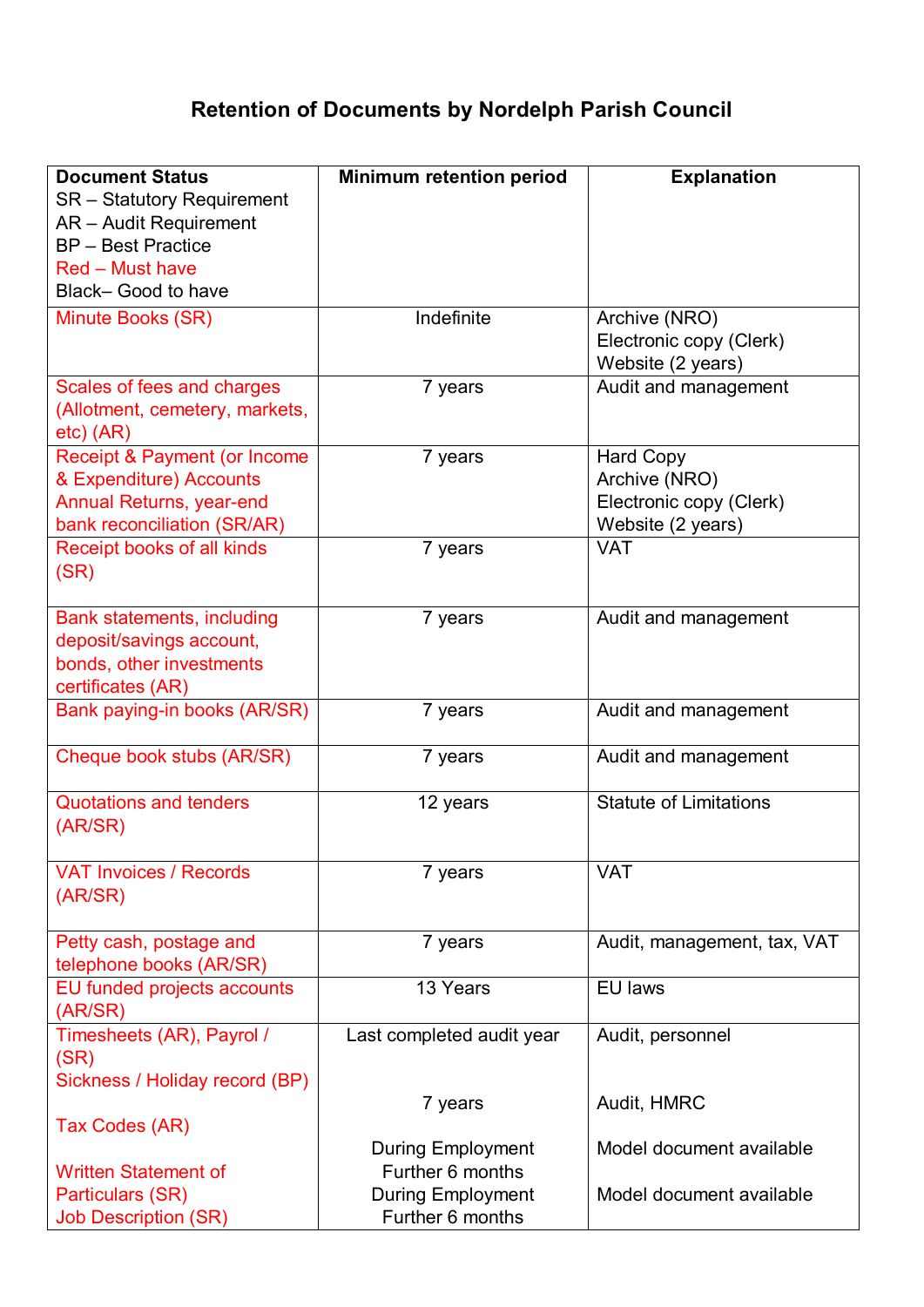# Retention of Documents by Nordelph Parish Council

| Document Status<br>SR – Statutory Requirement<br>AR – Audit Requirement<br>BP – Best Practice<br>Red – Must have<br>Black– Good to have | Minimum retention period | Explanation |
|---|---|---|
| Minute Books (SR) | Indefinite | Archive (NRO)<br>Electronic copy (Clerk)<br>Website (2 years) |
| Scales of fees and charges (Allotment, cemetery, markets, etc) (AR) | 7 years | Audit and management |
| Receipt & Payment (or Income & Expenditure) Accounts Annual Returns, year-end bank reconciliation (SR/AR) | 7 years | Hard Copy<br>Archive (NRO)<br>Electronic copy (Clerk)<br>Website (2 years) |
| Receipt books of all kinds (SR) | 7 years | VAT |
| Bank statements, including deposit/savings account, bonds, other investments certificates (AR) | 7 years | Audit and management |
| Bank paying-in books (AR/SR) | 7 years | Audit and management |
| Cheque book stubs (AR/SR) | 7 years | Audit and management |
| Quotations and tenders (AR/SR) | 12 years | Statute of Limitations |
| VAT Invoices / Records (AR/SR) | 7 years | VAT |
| Petty cash, postage and telephone books (AR/SR) | 7 years | Audit, management, tax, VAT |
| EU funded projects accounts (AR/SR) | 13 Years | EU laws |
| Timesheets (AR), Payrol / (SR)<br>Sickness / Holiday record (BP)<br><br>Tax Codes (AR)<br><br>Written Statement of Particulars (SR)<br>Job Description (SR) | Last completed audit year<br><br>7 years<br><br>During Employment<br>Further 6 months<br>During Employment<br>Further 6 months | Audit, personnel<br><br>Audit, HMRC<br><br>Model document available<br><br>Model document available |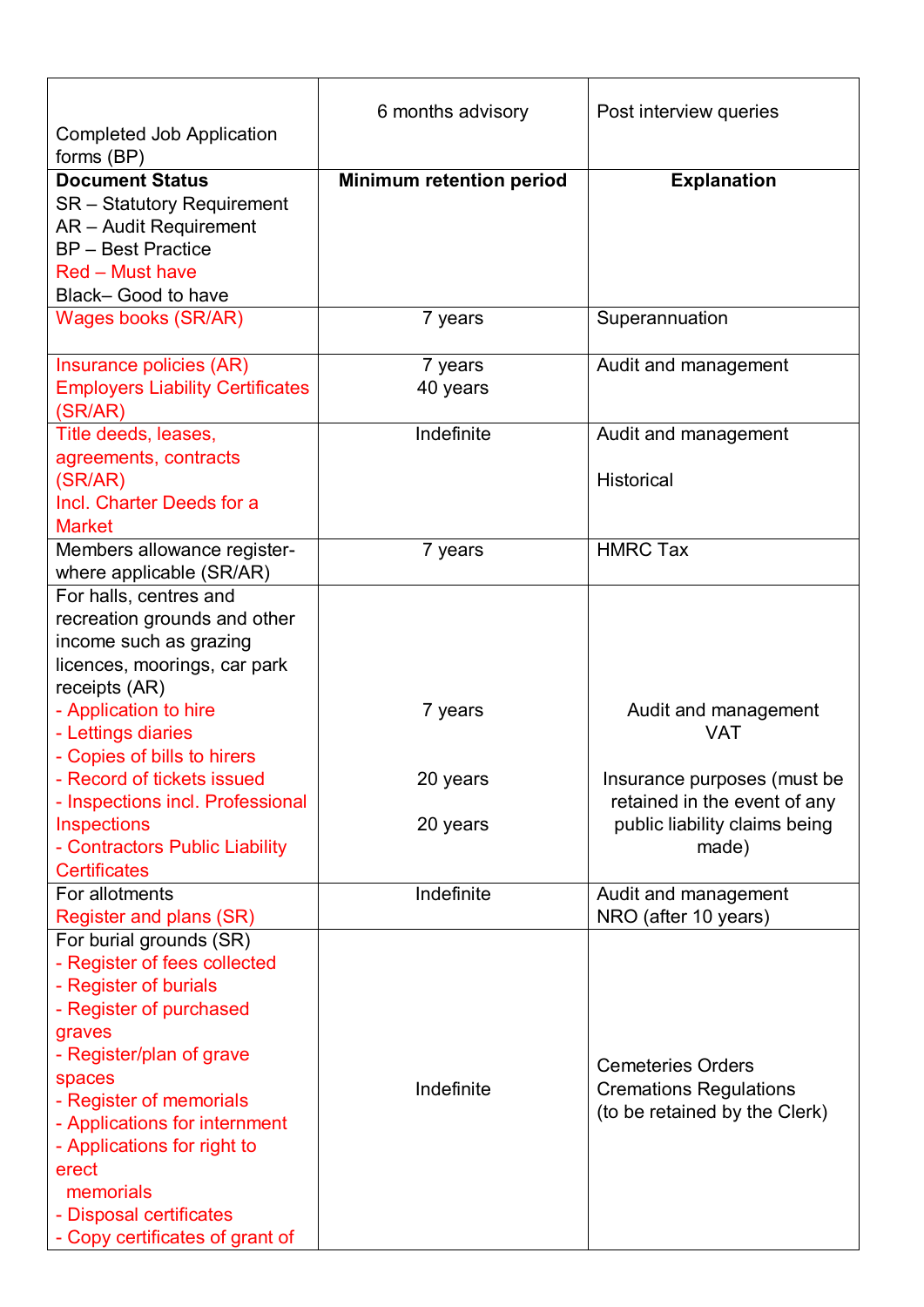| Completed Job Application forms (BP) | 6 months advisory | Post interview queries |
|---|---|---|
| **Document Status**<br>SR – Statutory Requirement<br>AR – Audit Requirement<br>BP – Best Practice<br>Red – Must have<br>Black– Good to have | **Minimum retention period** | **Explanation** |
| Wages books (SR/AR) | 7 years | Superannuation |
| Insurance policies (AR)<br>Employers Liability Certificates (SR/AR) | 7 years<br>40 years | Audit and management |
| Title deeds, leases, agreements, contracts (SR/AR)<br>Incl. Charter Deeds for a Market | Indefinite | Audit and management<br><br>Historical |
| Members allowance register- where applicable (SR/AR) | 7 years | HMRC Tax |
| For halls, centres and recreation grounds and other income such as grazing licences, moorings, car park receipts (AR)<br>- Application to hire<br>- Lettings diaries<br>- Copies of bills to hirers<br>- Record of tickets issued<br>- Inspections incl. Professional Inspections<br>- Contractors Public Liability Certificates | 7 years<br><br><br>20 years<br><br>20 years | Audit and management<br>VAT<br><br>Insurance purposes (must be retained in the event of any public liability claims being made) |
| For allotments<br>Register and plans (SR) | Indefinite | Audit and management<br>NRO (after 10 years) |
| For burial grounds (SR)<br>- Register of fees collected<br>- Register of burials<br>- Register of purchased graves<br>- Register/plan of grave spaces<br>- Register of memorials<br>- Applications for internment<br>- Applications for right to erect memorials<br>- Disposal certificates<br>- Copy certificates of grant of | Indefinite | Cemeteries Orders<br>Cremations Regulations<br>(to be retained by the Clerk) |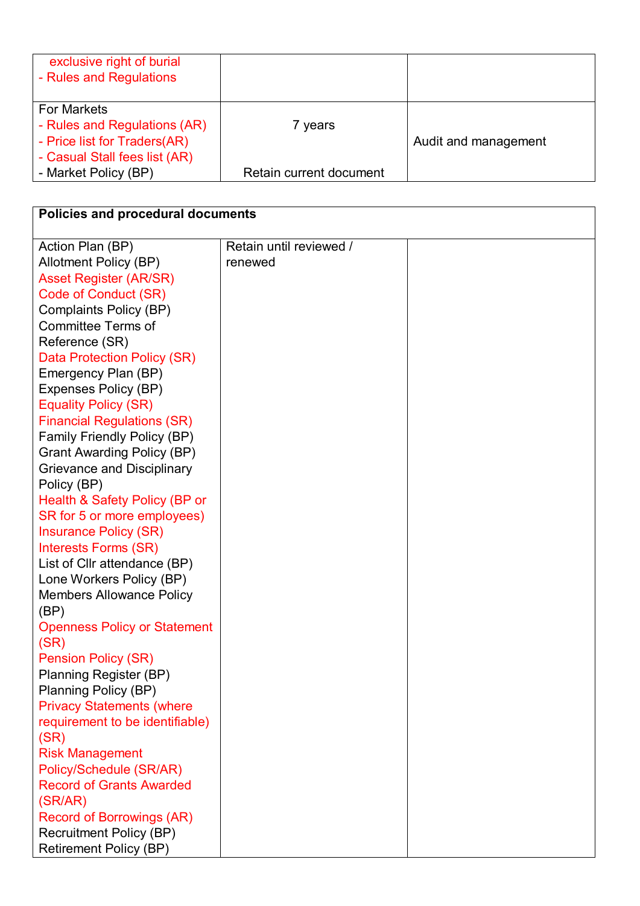| | | |
|---|---|---|
| exclusive right of burial<br>- Rules and Regulations | | |
| For Markets<br>- Rules and Regulations (AR)<br>- Price list for Traders(AR)<br>- Casual Stall fees list (AR)<br>- Market Policy (BP) | 7 years<br><br>Retain current document | Audit and management |

| Policies and procedural documents | | |
|---|---|---|
| Action Plan (BP)<br>Allotment Policy (BP)<br>Asset Register (AR/SR)<br>Code of Conduct (SR)<br>Complaints Policy (BP)<br>Committee Terms of Reference (SR)<br>Data Protection Policy (SR)<br>Emergency Plan (BP)<br>Expenses Policy (BP)<br>Equality Policy (SR)<br>Financial Regulations (SR)<br>Family Friendly Policy (BP)<br>Grant Awarding Policy (BP)<br>Grievance and Disciplinary Policy (BP)<br>Health & Safety Policy (BP or SR for 5 or more employees)<br>Insurance Policy (SR)<br>Interests Forms (SR)<br>List of Cllr attendance (BP)<br>Lone Workers Policy (BP)<br>Members Allowance Policy (BP)<br>Openness Policy or Statement (SR)<br>Pension Policy (SR)<br>Planning Register (BP)<br>Planning Policy (BP)<br>Privacy Statements (where requirement to be identifiable) (SR)<br>Risk Management Policy/Schedule (SR/AR)<br>Record of Grants Awarded (SR/AR)<br>Record of Borrowings (AR)<br>Recruitment Policy (BP)<br>Retirement Policy (BP) | Retain until reviewed / renewed | |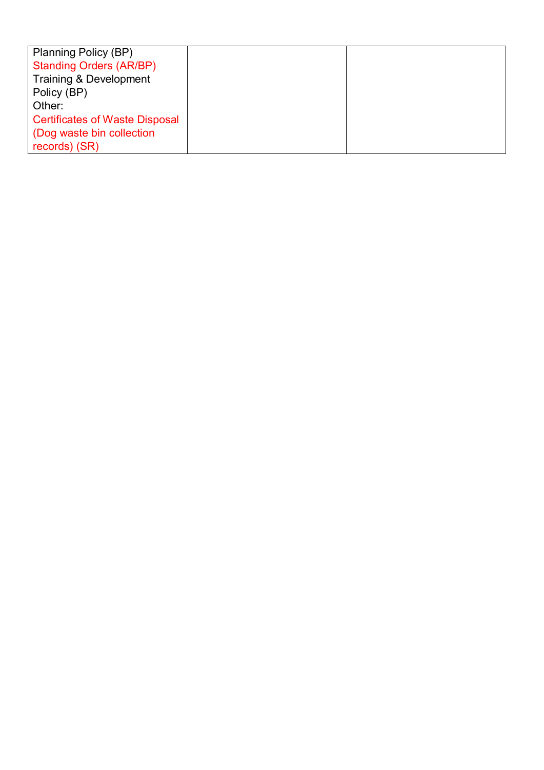| | | |
|---|---|---|
| Planning Policy (BP)<br>Standing Orders (AR/BP)<br>Training & Development Policy (BP)<br>Other:<br>Certificates of Waste Disposal (Dog waste bin collection records) (SR) | | |